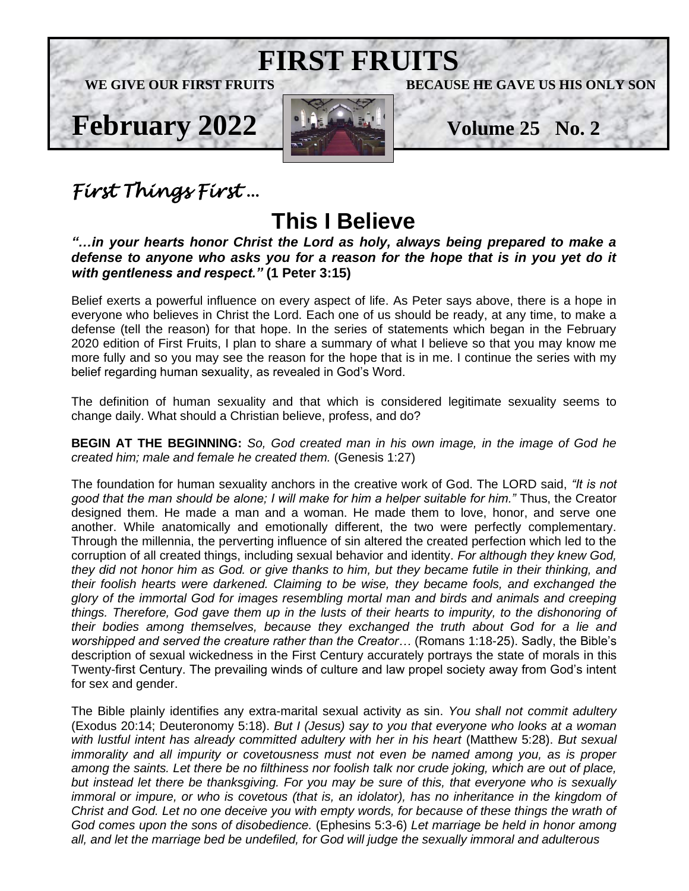# FIRST FRUITS

**WE GIVE OUR FIRST FRUITS** **BECAUSE HE GAVE US HIS ONLY SON**

**February 2022** **Volume 25 No. 2**

## *First Things First …*

# This I Believe

***"…in your hearts honor Christ the Lord as holy, always being prepared to make a defense to anyone who asks you for a reason for the hope that is in you yet do it with gentleness and respect."*** **(1 Peter 3:15)**

Belief exerts a powerful influence on every aspect of life. As Peter says above, there is a hope in everyone who believes in Christ the Lord. Each one of us should be ready, at any time, to make a defense (tell the reason) for that hope. In the series of statements which began in the February 2020 edition of First Fruits, I plan to share a summary of what I believe so that you may know me more fully and so you may see the reason for the hope that is in me. I continue the series with my belief regarding human sexuality, as revealed in God's Word.

The definition of human sexuality and that which is considered legitimate sexuality seems to change daily. What should a Christian believe, profess, and do?

**BEGIN AT THE BEGINNING:** *So, God created man in his own image, in the image of God he created him; male and female he created them.* (Genesis 1:27)

The foundation for human sexuality anchors in the creative work of God. The LORD said, *"It is not good that the man should be alone; I will make for him a helper suitable for him."* Thus, the Creator designed them. He made a man and a woman. He made them to love, honor, and serve one another. While anatomically and emotionally different, the two were perfectly complementary. Through the millennia, the perverting influence of sin altered the created perfection which led to the corruption of all created things, including sexual behavior and identity. *For although they knew God, they did not honor him as God. or give thanks to him, but they became futile in their thinking, and their foolish hearts were darkened. Claiming to be wise, they became fools, and exchanged the glory of the immortal God for images resembling mortal man and birds and animals and creeping things. Therefore, God gave them up in the lusts of their hearts to impurity, to the dishonoring of their bodies among themselves, because they exchanged the truth about God for a lie and worshipped and served the creature rather than the Creator…* (Romans 1:18-25). Sadly, the Bible's description of sexual wickedness in the First Century accurately portrays the state of morals in this Twenty-first Century. The prevailing winds of culture and law propel society away from God's intent for sex and gender.

The Bible plainly identifies any extra-marital sexual activity as sin. *You shall not commit adultery* (Exodus 20:14; Deuteronomy 5:18). *But I (Jesus) say to you that everyone who looks at a woman with lustful intent has already committed adultery with her in his heart* (Matthew 5:28). *But sexual immorality and all impurity or covetousness must not even be named among you, as is proper among the saints. Let there be no filthiness nor foolish talk nor crude joking, which are out of place, but instead let there be thanksgiving. For you may be sure of this, that everyone who is sexually immoral or impure, or who is covetous (that is, an idolator), has no inheritance in the kingdom of Christ and God. Let no one deceive you with empty words, for because of these things the wrath of God comes upon the sons of disobedience.* (Ephesins 5:3-6) *Let marriage be held in honor among all, and let the marriage bed be undefiled, for God will judge the sexually immoral and adulterous*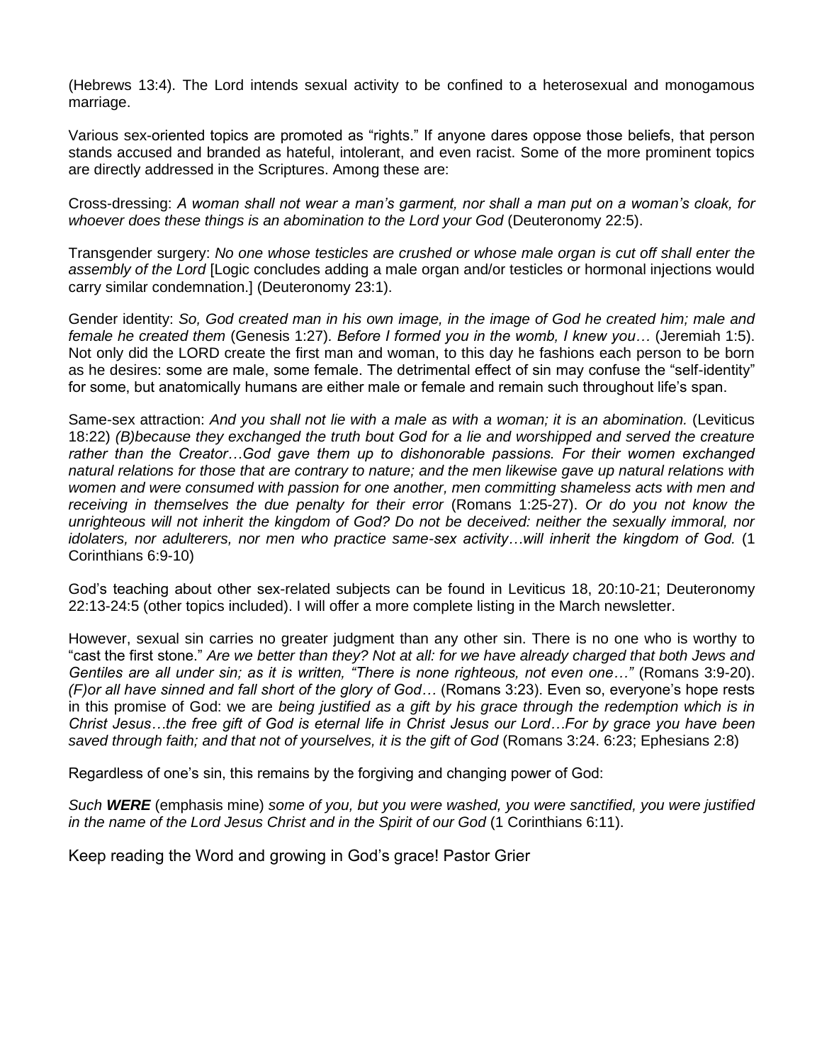(Hebrews 13:4). The Lord intends sexual activity to be confined to a heterosexual and monogamous marriage.

Various sex-oriented topics are promoted as "rights." If anyone dares oppose those beliefs, that person stands accused and branded as hateful, intolerant, and even racist. Some of the more prominent topics are directly addressed in the Scriptures. Among these are:

Cross-dressing: *A woman shall not wear a man's garment, nor shall a man put on a woman's cloak, for whoever does these things is an abomination to the Lord your God* (Deuteronomy 22:5).

Transgender surgery: *No one whose testicles are crushed or whose male organ is cut off shall enter the assembly of the Lord* [Logic concludes adding a male organ and/or testicles or hormonal injections would carry similar condemnation.] (Deuteronomy 23:1).

Gender identity: *So, God created man in his own image, in the image of God he created him; male and female he created them* (Genesis 1:27)*. Before I formed you in the womb, I knew you…* (Jeremiah 1:5). Not only did the LORD create the first man and woman, to this day he fashions each person to be born as he desires: some are male, some female. The detrimental effect of sin may confuse the "self-identity" for some, but anatomically humans are either male or female and remain such throughout life's span.

Same-sex attraction: *And you shall not lie with a male as with a woman; it is an abomination.* (Leviticus 18:22) *(B)ecause they exchanged the truth bout God for a lie and worshipped and served the creature rather than the Creator…God gave them up to dishonorable passions. For their women exchanged natural relations for those that are contrary to nature; and the men likewise gave up natural relations with women and were consumed with passion for one another, men committing shameless acts with men and receiving in themselves the due penalty for their error* (Romans 1:25-27). *Or do you not know the unrighteous will not inherit the kingdom of God? Do not be deceived: neither the sexually immoral, nor idolaters, nor adulterers, nor men who practice same-sex activity…will inherit the kingdom of God.* (1 Corinthians 6:9-10)

God's teaching about other sex-related subjects can be found in Leviticus 18, 20:10-21; Deuteronomy 22:13-24:5 (other topics included). I will offer a more complete listing in the March newsletter.

However, sexual sin carries no greater judgment than any other sin. There is no one who is worthy to "cast the first stone." *Are we better than they? Not at all: for we have already charged that both Jews and Gentiles are all under sin; as it is written, "There is none righteous, not even one…"* (Romans 3:9-20). *(F)or all have sinned and fall short of the glory of God…* (Romans 3:23). Even so, everyone's hope rests in this promise of God: we are *being justified as a gift by his grace through the redemption which is in Christ Jesus…the free gift of God is eternal life in Christ Jesus our Lord…For by grace you have been saved through faith; and that not of yourselves, it is the gift of God* (Romans 3:24. 6:23; Ephesians 2:8)

Regardless of one's sin, this remains by the forgiving and changing power of God:

*Such **WERE*** (emphasis mine) *some of you, but you were washed, you were sanctified, you were justified in the name of the Lord Jesus Christ and in the Spirit of our God* (1 Corinthians 6:11).

Keep reading the Word and growing in God's grace! Pastor Grier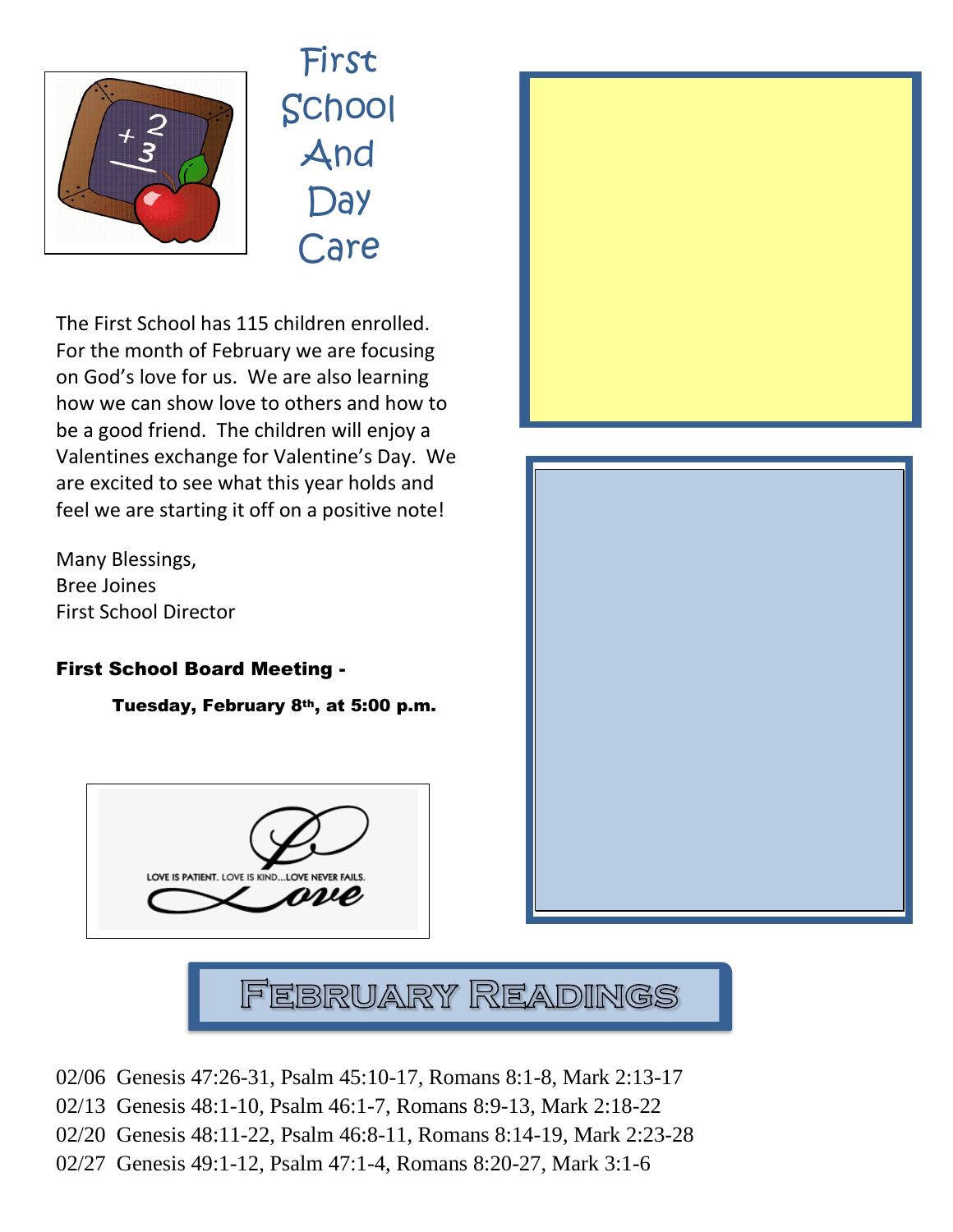# First School And Day Care

The First School has 115 children enrolled. For the month of February we are focusing on God's love for us. We are also learning how we can show love to others and how to be a good friend. The children will enjoy a Valentines exchange for Valentine's Day. We are excited to see what this year holds and feel we are starting it off on a positive note!

Many Blessings,
Bree Joines
First School Director

**First School Board Meeting -**

**Tuesday, February 8th, at 5:00 p.m.**

LOVE IS PATIENT. LOVE IS KIND...LOVE NEVER FAILS.

Love

## February Readings

02/06 Genesis 47:26-31, Psalm 45:10-17, Romans 8:1-8, Mark 2:13-17
02/13 Genesis 48:1-10, Psalm 46:1-7, Romans 8:9-13, Mark 2:18-22
02/20 Genesis 48:11-22, Psalm 46:8-11, Romans 8:14-19, Mark 2:23-28
02/27 Genesis 49:1-12, Psalm 47:1-4, Romans 8:20-27, Mark 3:1-6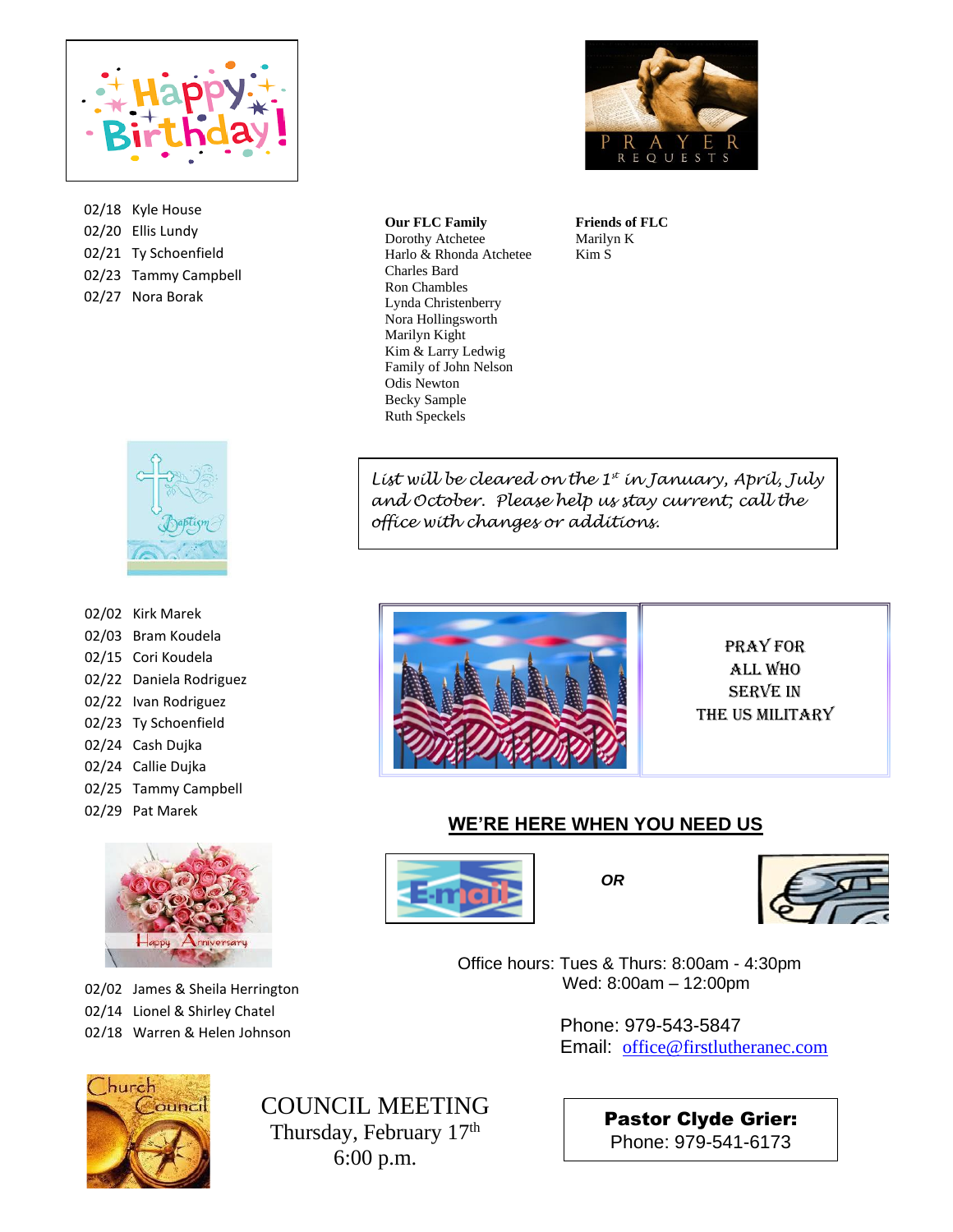## Happy Birthday!

02/18 Kyle House
02/20 Ellis Lundy
02/21 Ty Schoenfield
02/23 Tammy Campbell
02/27 Nora Borak

## Prayer Requests

**Our FLC Family**
Dorothy Atchetee
Harlo & Rhonda Atchetee
Charles Bard
Ron Chambles
Lynda Christenberry
Nora Hollingsworth
Marilyn Kight
Kim & Larry Ledwig
Family of John Nelson
Odis Newton
Becky Sample
Ruth Speckels

**Friends of FLC**
Marilyn K
Kim S

*List will be cleared on the 1st in January, April, July and October. Please help us stay current; call the office with changes or additions.*

## Baptism

02/02 Kirk Marek
02/03 Bram Koudela
02/15 Cori Koudela
02/22 Daniela Rodriguez
02/22 Ivan Rodriguez
02/23 Ty Schoenfield
02/24 Cash Dujka
02/24 Callie Dujka
02/25 Tammy Campbell
02/29 Pat Marek

PRAY FOR
ALL WHO
SERVE IN
THE US MILITARY

## Happy Anniversary

02/02 James & Sheila Herrington
02/14 Lionel & Shirley Chatel
02/18 Warren & Helen Johnson

## WE'RE HERE WHEN YOU NEED US

E-mail *OR*

Office hours: Tues & Thurs: 8:00am - 4:30pm
Wed: 8:00am – 12:00pm

Phone: 979-543-5847
Email: office@firstlutheranec.com

## Church Council

COUNCIL MEETING
Thursday, February 17th
6:00 p.m.

**Pastor Clyde Grier:**
Phone: 979-541-6173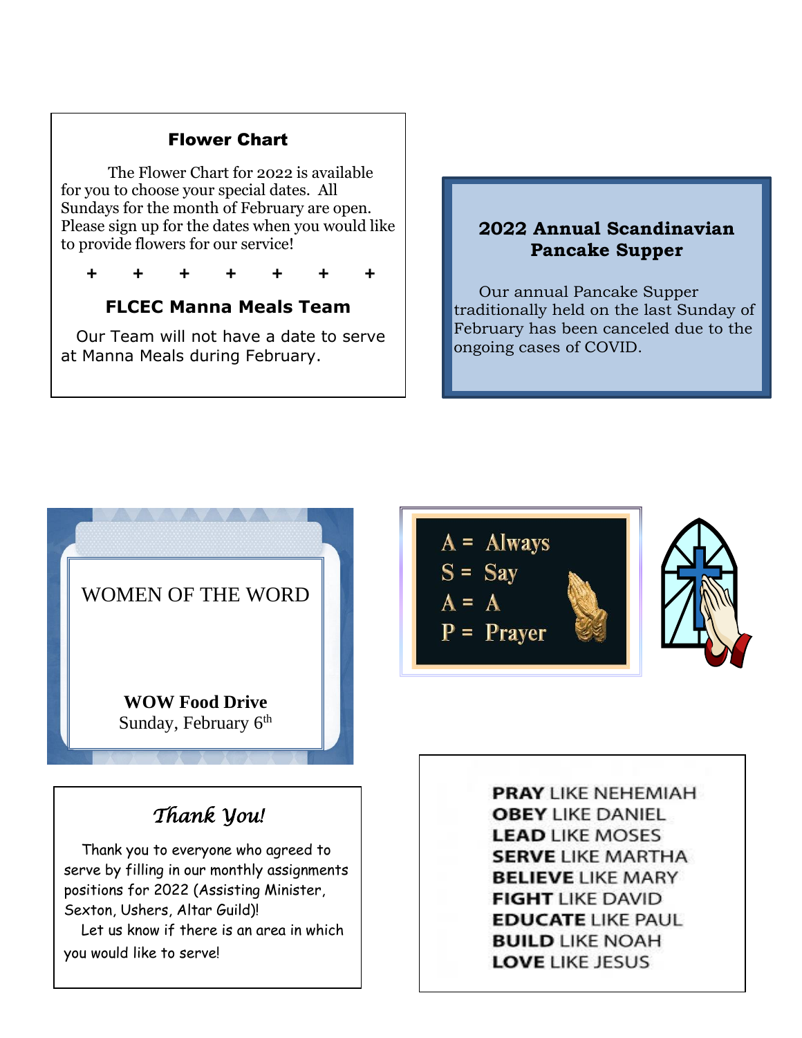## Flower Chart

The Flower Chart for 2022 is available for you to choose your special dates. All Sundays for the month of February are open. Please sign up for the dates when you would like to provide flowers for our service!

\+ + + + + + +

## FLCEC Manna Meals Team

Our Team will not have a date to serve at Manna Meals during February.

## 2022 Annual Scandinavian Pancake Supper

Our annual Pancake Supper traditionally held on the last Sunday of February has been canceled due to the ongoing cases of COVID.

## WOMEN OF THE WORD

**WOW Food Drive**
Sunday, February 6th

A = Always
S = Say
A = A
P = Prayer

## *Thank You!*

Thank you to everyone who agreed to serve by filling in our monthly assignments positions for 2022 (Assisting Minister, Sexton, Ushers, Altar Guild)!

Let us know if there is an area in which you would like to serve!

**PRAY** LIKE NEHEMIAH
**OBEY** LIKE DANIEL
**LEAD** LIKE MOSES
**SERVE** LIKE MARTHA
**BELIEVE** LIKE MARY
**FIGHT** LIKE DAVID
**EDUCATE** LIKE PAUL
**BUILD** LIKE NOAH
**LOVE** LIKE JESUS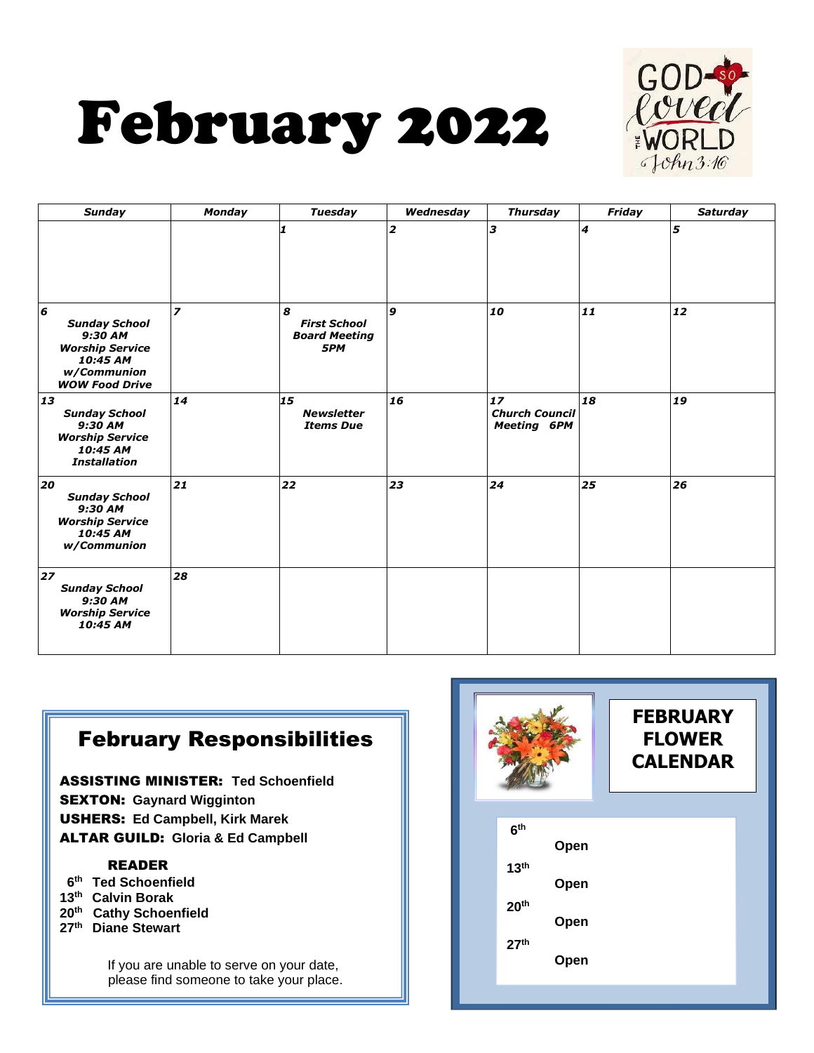# February 2022

GOD so loved THE WORLD John 3:16

| Sunday | Monday | Tuesday | Wednesday | Thursday | Friday | Saturday |
|---|---|---|---|---|---|---|
| | | 1 | 2 | 3 | 4 | 5 |
| 6 Sunday School 9:30 AM Worship Service 10:45 AM w/Communion WOW Food Drive | 7 | 8 First School Board Meeting 5PM | 9 | 10 | 11 | 12 |
| 13 Sunday School 9:30 AM Worship Service 10:45 AM Installation | 14 | 15 Newsletter Items Due | 16 | 17 Church Council Meeting 6PM | 18 | 19 |
| 20 Sunday School 9:30 AM Worship Service 10:45 AM w/Communion | 21 | 22 | 23 | 24 | 25 | 26 |
| 27 Sunday School 9:30 AM Worship Service 10:45 AM | 28 | | | | | |

## February Responsibilities

**ASSISTING MINISTER:** Ted Schoenfield
**SEXTON:** Gaynard Wigginton
**USHERS:** Ed Campbell, Kirk Marek
**ALTAR GUILD:** Gloria & Ed Campbell

**READER**

6th Ted Schoenfield
13th Calvin Borak
20th Cathy Schoenfield
27th Diane Stewart

If you are unable to serve on your date, please find someone to take your place.

## FEBRUARY FLOWER CALENDAR

6th Open
13th Open
20th Open
27th Open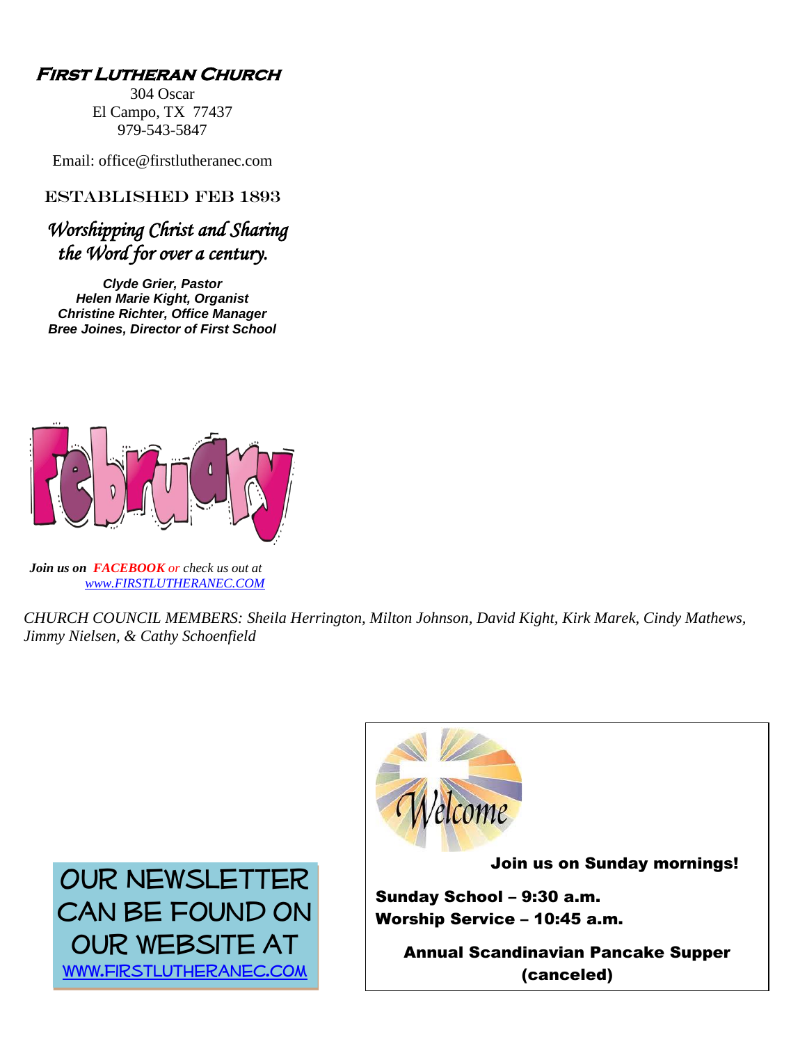# FIRST LUTHERAN CHURCH

304 Oscar
El Campo, TX 77437
979-543-5847

Email: office@firstlutheranec.com

ESTABLISHED FEB 1893

*Worshipping Christ and Sharing the Word for over a century.*

***Clyde Grier, Pastor***
***Helen Marie Kight, Organist***
***Christine Richter, Office Manager***
***Bree Joines, Director of First School***

February

***Join us on FACEBOOK** or check us out at* *www.FIRSTLUTHERANEC.COM*

*CHURCH COUNCIL MEMBERS: Sheila Herrington, Milton Johnson, David Kight, Kirk Marek, Cindy Mathews, Jimmy Nielsen, & Cathy Schoenfield*

OUR NEWSLETTER CAN BE FOUND ON OUR WEBSITE AT WWW.FIRSTLUTHERANEC.COM

Welcome

**Join us on Sunday mornings!**

**Sunday School – 9:30 a.m.**
**Worship Service – 10:45 a.m.**

**Annual Scandinavian Pancake Supper (canceled)**